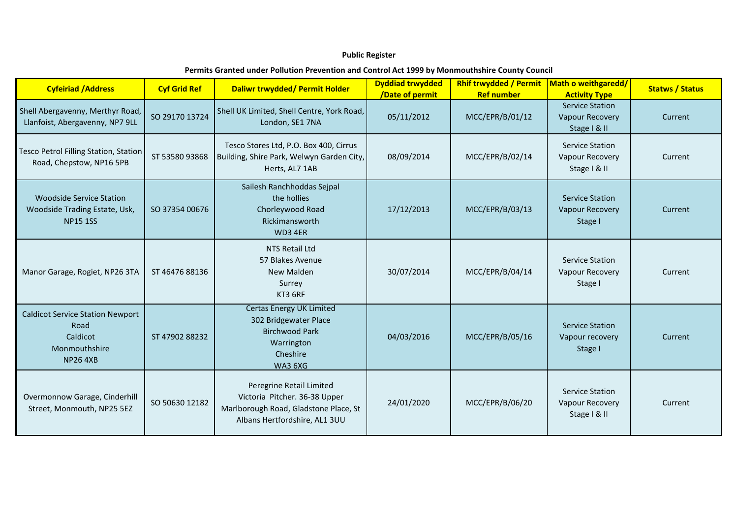**Public Register**

**Permits Granted under Pollution Prevention and Control Act 1999 by Monmouthshire County Council**

| Cyfeiriad /Address | Cyf Grid Ref | Daliwr trwydded/ Permit Holder | Dyddiad trwydded /Date of permit | Rhif trwydded / Permit Ref number | Math o weithgaredd/ Activity Type | Statws / Status |
|---|---|---|---|---|---|---|
| Shell Abergavenny, Merthyr Road, Llanfoist, Abergavenny, NP7 9LL | SO 29170 13724 | Shell UK Limited, Shell Centre, York Road, London, SE1 7NA | 05/11/2012 | MCC/EPR/B/01/12 | Service Station Vapour Recovery Stage I & II | Current |
| Tesco Petrol Filling Station, Station Road, Chepstow, NP16 5PB | ST 53580 93868 | Tesco Stores Ltd, P.O. Box 400, Cirrus Building, Shire Park, Welwyn Garden City, Herts, AL7 1AB | 08/09/2014 | MCC/EPR/B/02/14 | Service Station Vapour Recovery Stage I & II | Current |
| Woodside Service Station Woodside Trading Estate, Usk, NP15 1SS | SO 37354 00676 | Sailesh Ranchhoddas Sejpal the hollies Chorleywood Road Rickimansworth WD3 4ER | 17/12/2013 | MCC/EPR/B/03/13 | Service Station Vapour Recovery Stage I | Current |
| Manor Garage, Rogiet, NP26 3TA | ST 46476 88136 | NTS Retail Ltd 57 Blakes Avenue New Malden Surrey KT3 6RF | 30/07/2014 | MCC/EPR/B/04/14 | Service Station Vapour Recovery Stage I | Current |
| Caldicot Service Station Newport Road Caldicot Monmouthshire NP26 4XB | ST 47902 88232 | Certas Energy UK Limited 302 Bridgewater Place Birchwood Park Warrington Cheshire WA3 6XG | 04/03/2016 | MCC/EPR/B/05/16 | Service Station Vapour recovery Stage I | Current |
| Overmonnow Garage, Cinderhill Street, Monmouth, NP25 5EZ | SO 50630 12182 | Peregrine Retail Limited Victoria Pitcher. 36-38 Upper Marlborough Road, Gladstone Place, St Albans Hertfordshire, AL1 3UU | 24/01/2020 | MCC/EPR/B/06/20 | Service Station Vapour Recovery Stage I & II | Current |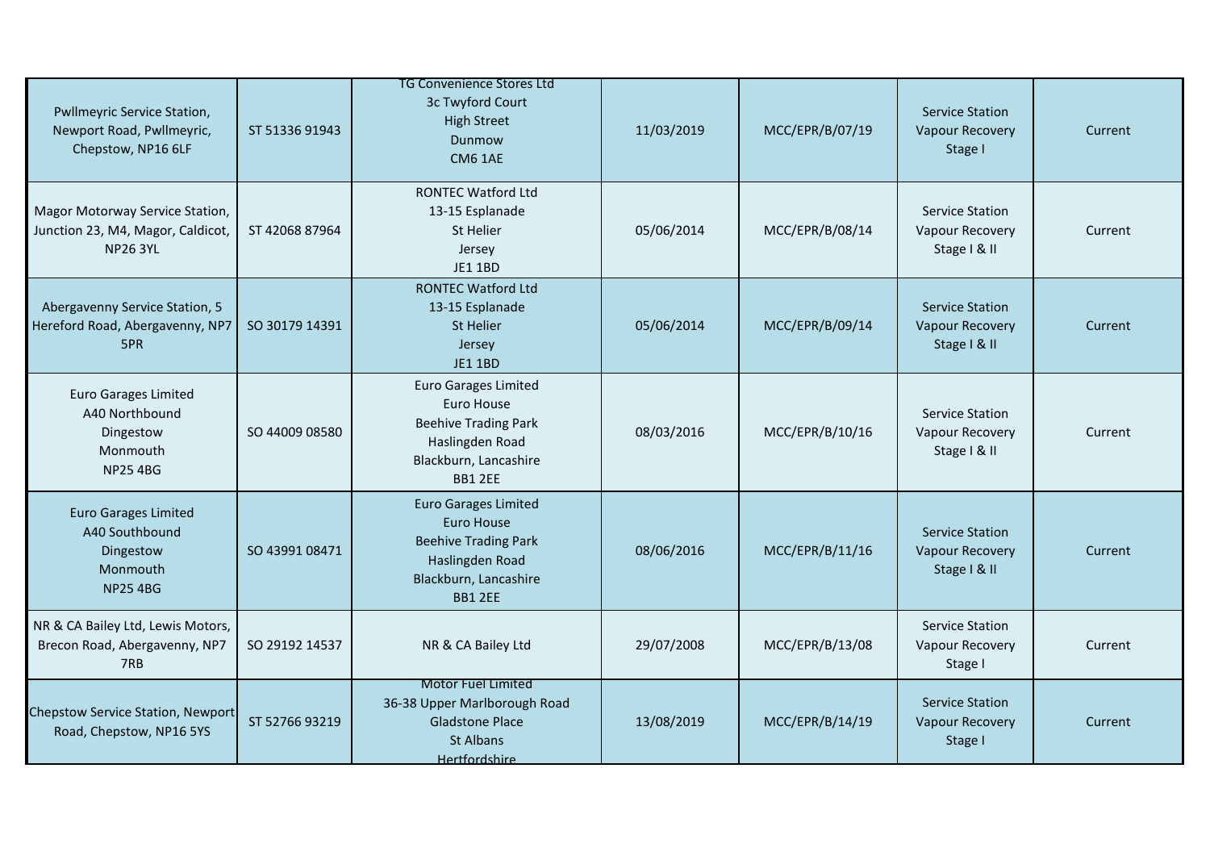| | | | | | | |
|---|---|---|---|---|---|---|
| Pwllmeyric Service Station, Newport Road, Pwllmeyric, Chepstow, NP16 6LF | ST 51336 91943 | TG Convenience Stores Ltd<br>3c Twyford Court<br>High Street<br>Dunmow<br>CM6 1AE | 11/03/2019 | MCC/EPR/B/07/19 | Service Station Vapour Recovery Stage I | Current |
| Magor Motorway Service Station, Junction 23, M4, Magor, Caldicot, NP26 3YL | ST 42068 87964 | RONTEC Watford Ltd<br>13-15 Esplanade<br>St Helier<br>Jersey<br>JE1 1BD | 05/06/2014 | MCC/EPR/B/08/14 | Service Station Vapour Recovery Stage I & II | Current |
| Abergavenny Service Station, 5 Hereford Road, Abergavenny, NP7 5PR | SO 30179 14391 | RONTEC Watford Ltd<br>13-15 Esplanade<br>St Helier<br>Jersey<br>JE1 1BD | 05/06/2014 | MCC/EPR/B/09/14 | Service Station Vapour Recovery Stage I & II | Current |
| Euro Garages Limited<br>A40 Northbound<br>Dingestow<br>Monmouth<br>NP25 4BG | SO 44009 08580 | Euro Garages Limited<br>Euro House<br>Beehive Trading Park<br>Haslingden Road<br>Blackburn, Lancashire<br>BB1 2EE | 08/03/2016 | MCC/EPR/B/10/16 | Service Station Vapour Recovery Stage I & II | Current |
| Euro Garages Limited<br>A40 Southbound<br>Dingestow<br>Monmouth<br>NP25 4BG | SO 43991 08471 | Euro Garages Limited<br>Euro House<br>Beehive Trading Park<br>Haslingden Road<br>Blackburn, Lancashire<br>BB1 2EE | 08/06/2016 | MCC/EPR/B/11/16 | Service Station Vapour Recovery Stage I & II | Current |
| NR & CA Bailey Ltd, Lewis Motors, Brecon Road, Abergavenny, NP7 7RB | SO 29192 14537 | NR & CA Bailey Ltd | 29/07/2008 | MCC/EPR/B/13/08 | Service Station Vapour Recovery Stage I | Current |
| Chepstow Service Station, Newport Road, Chepstow, NP16 5YS | ST 52766 93219 | Motor Fuel Limited<br>36-38 Upper Marlborough Road<br>Gladstone Place<br>St Albans<br>Hertfordshire | 13/08/2019 | MCC/EPR/B/14/19 | Service Station Vapour Recovery Stage I | Current |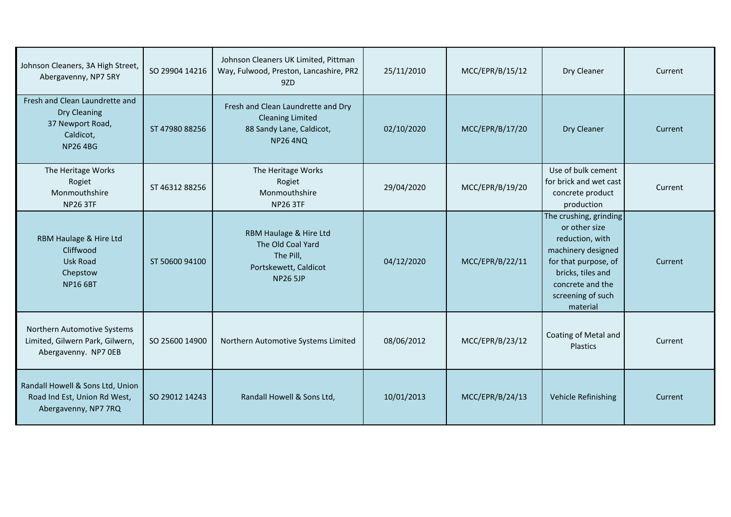| | | | | | | |
|---|---|---|---|---|---|---|
| Johnson Cleaners, 3A High Street, Abergavenny, NP7 5RY | SO 29904 14216 | Johnson Cleaners UK Limited, Pittman Way, Fulwood, Preston, Lancashire, PR2 9ZD | 25/11/2010 | MCC/EPR/B/15/12 | Dry Cleaner | Current |
| Fresh and Clean Laundrette and Dry Cleaning 37 Newport Road, Caldicot, NP26 4BG | ST 47980 88256 | Fresh and Clean Laundrette and Dry Cleaning Limited 88 Sandy Lane, Caldicot, NP26 4NQ | 02/10/2020 | MCC/EPR/B/17/20 | Dry Cleaner | Current |
| The Heritage Works Rogiet Monmouthshire NP26 3TF | ST 46312 88256 | The Heritage Works Rogiet Monmouthshire NP26 3TF | 29/04/2020 | MCC/EPR/B/19/20 | Use of bulk cement for brick and wet cast concrete product production | Current |
| RBM Haulage & Hire Ltd Cliffwood Usk Road Chepstow NP16 6BT | ST 50600 94100 | RBM Haulage & Hire Ltd The Old Coal Yard The Pill, Portskewett, Caldicot NP26 5JP | 04/12/2020 | MCC/EPR/B/22/11 | The crushing, grinding or other size reduction, with machinery designed for that purpose, of bricks, tiles and concrete and the screening of such material | Current |
| Northern Automotive Systems Limited, Gilwern Park, Gilwern, Abergavenny. NP7 0EB | SO 25600 14900 | Northern Automotive Systems Limited | 08/06/2012 | MCC/EPR/B/23/12 | Coating of Metal and Plastics | Current |
| Randall Howell & Sons Ltd, Union Road Ind Est, Union Rd West, Abergavenny, NP7 7RQ | SO 29012 14243 | Randall Howell & Sons Ltd, | 10/01/2013 | MCC/EPR/B/24/13 | Vehicle Refinishing | Current |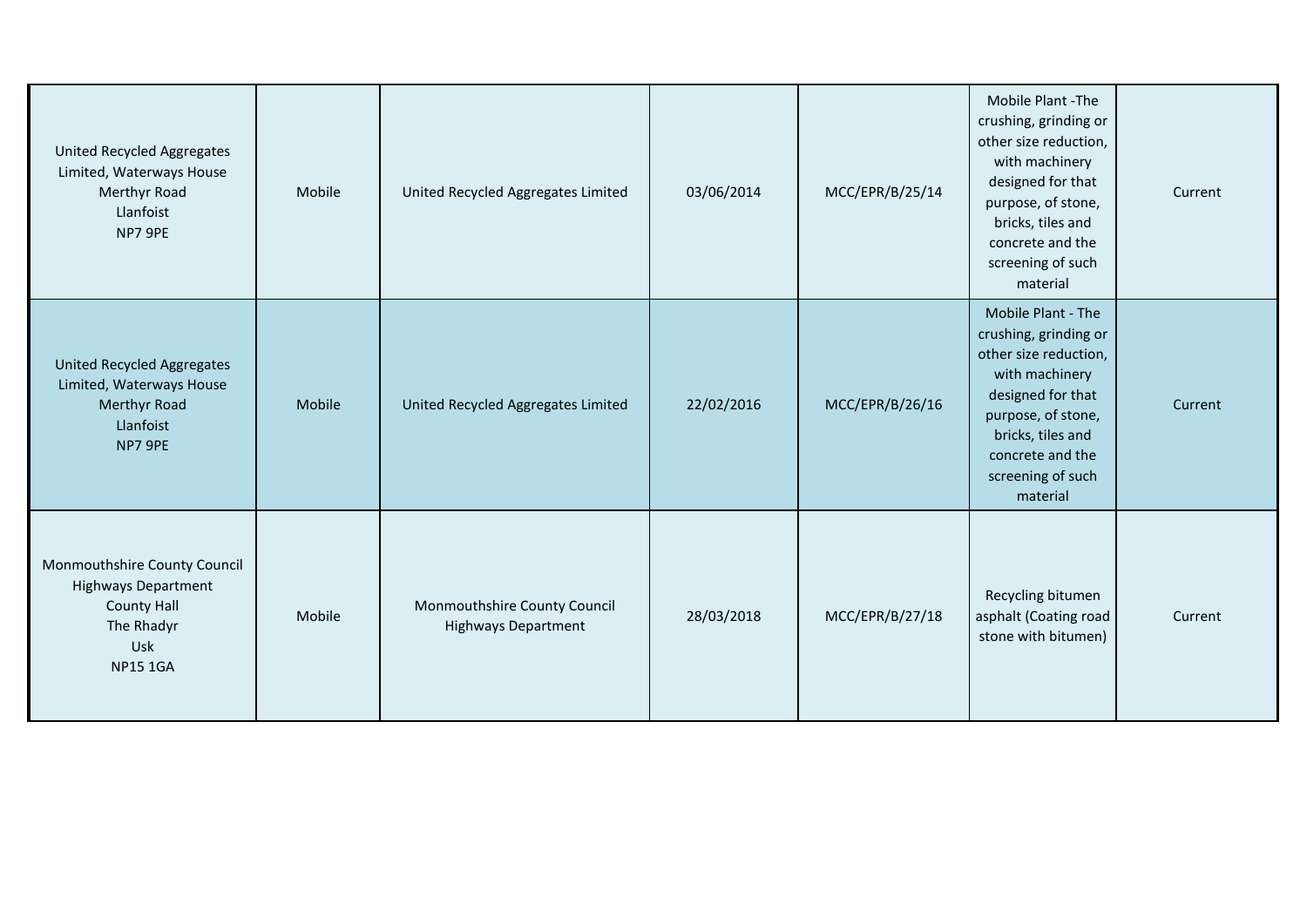| | | | | | | |
|---|---|---|---|---|---|---|
| United Recycled Aggregates Limited, Waterways House Merthyr Road Llanfoist NP7 9PE | Mobile | United Recycled Aggregates Limited | 03/06/2014 | MCC/EPR/B/25/14 | Mobile Plant -The crushing, grinding or other size reduction, with machinery designed for that purpose, of stone, bricks, tiles and concrete and the screening of such material | Current |
| United Recycled Aggregates Limited, Waterways House Merthyr Road Llanfoist NP7 9PE | Mobile | United Recycled Aggregates Limited | 22/02/2016 | MCC/EPR/B/26/16 | Mobile Plant - The crushing, grinding or other size reduction, with machinery designed for that purpose, of stone, bricks, tiles and concrete and the screening of such material | Current |
| Monmouthshire County Council Highways Department County Hall The Rhadyr Usk NP15 1GA | Mobile | Monmouthshire County Council Highways Department | 28/03/2018 | MCC/EPR/B/27/18 | Recycling bitumen asphalt (Coating road stone with bitumen) | Current |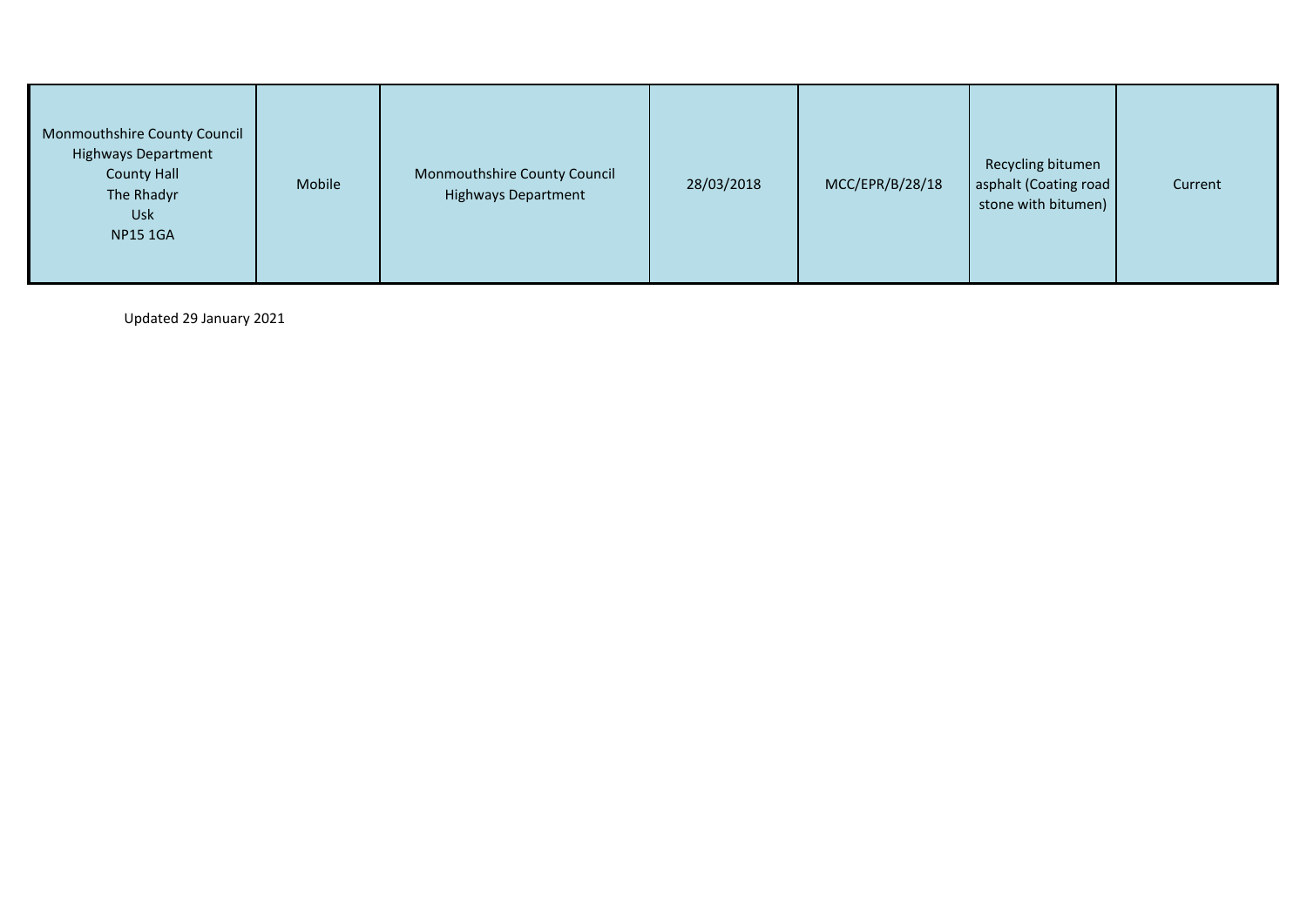| | | | | | | |
|---|---|---|---|---|---|---|
| Monmouthshire County Council<br>Highways Department<br>County Hall<br>The Rhadyr<br>Usk<br>NP15 1GA | Mobile | Monmouthshire County Council<br>Highways Department | 28/03/2018 | MCC/EPR/B/28/18 | Recycling bitumen asphalt (Coating road stone with bitumen) | Current |

Updated 29 January 2021